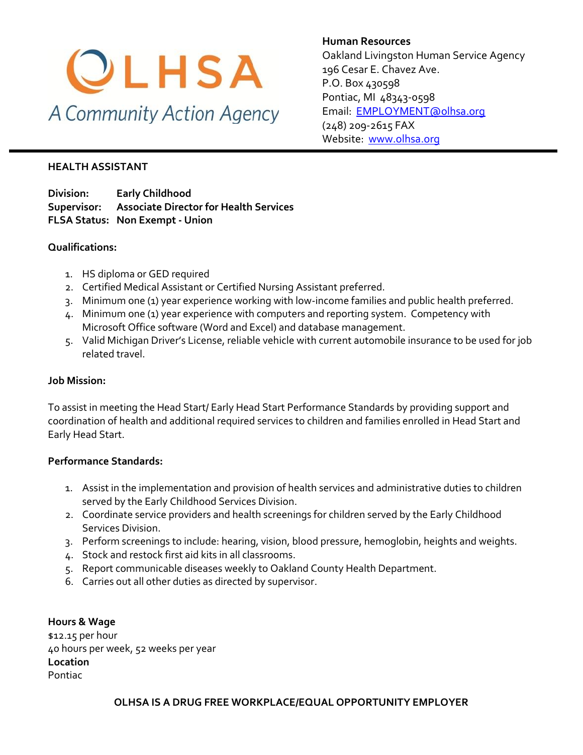OLHSA

*A Community Action Agency*

**Human Resources**
Oakland Livingston Human Service Agency
196 Cesar E. Chavez Ave.
P.O. Box 430598
Pontiac, MI 48343-0598
Email: EMPLOYMENT@olhsa.org
(248) 209-2615 FAX
Website: www.olhsa.org

---

## HEALTH ASSISTANT

**Division:** **Early Childhood**
**Supervisor:** **Associate Director for Health Services**
**FLSA Status:** **Non Exempt - Union**

### Qualifications:

1. HS diploma or GED required
2. Certified Medical Assistant or Certified Nursing Assistant preferred.
3. Minimum one (1) year experience working with low-income families and public health preferred.
4. Minimum one (1) year experience with computers and reporting system. Competency with Microsoft Office software (Word and Excel) and database management.
5. Valid Michigan Driver's License, reliable vehicle with current automobile insurance to be used for job related travel.

### Job Mission:

To assist in meeting the Head Start/ Early Head Start Performance Standards by providing support and coordination of health and additional required services to children and families enrolled in Head Start and Early Head Start.

### Performance Standards:

1. Assist in the implementation and provision of health services and administrative duties to children served by the Early Childhood Services Division.
2. Coordinate service providers and health screenings for children served by the Early Childhood Services Division.
3. Perform screenings to include: hearing, vision, blood pressure, hemoglobin, heights and weights.
4. Stock and restock first aid kits in all classrooms.
5. Report communicable diseases weekly to Oakland County Health Department.
6. Carries out all other duties as directed by supervisor.

**Hours & Wage**
$12.15 per hour
40 hours per week, 52 weeks per year
**Location**
Pontiac

**OLHSA IS A DRUG FREE WORKPLACE/EQUAL OPPORTUNITY EMPLOYER**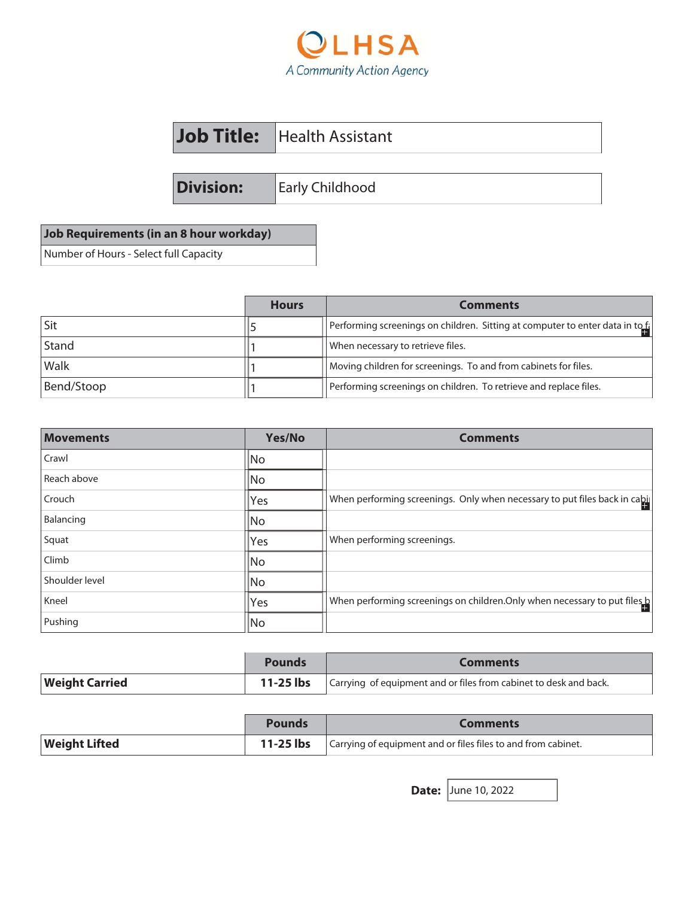**LHSA**
*A Community Action Agency*

| | |
|---|---|
| **Job Title:** | Health Assistant |

| | |
|---|---|
| **Division:** | Early Childhood |

| **Job Requirements (in an 8 hour workday)** |
|---|
| Number of Hours - Select full Capacity |

| | Hours | Comments |
|---|---|---|
| Sit | 5 | Performing screenings on children. Sitting at computer to enter data in to f |
| Stand | 1 | When necessary to retrieve files. |
| Walk | 1 | Moving children for screenings. To and from cabinets for files. |
| Bend/Stoop | 1 | Performing screenings on children. To retrieve and replace files. |

| Movements | Yes/No | Comments |
|---|---|---|
| Crawl | No | |
| Reach above | No | |
| Crouch | Yes | When performing screenings. Only when necessary to put files back in cabi |
| Balancing | No | |
| Squat | Yes | When performing screenings. |
| Climb | No | |
| Shoulder level | No | |
| Kneel | Yes | When performing screenings on children.Only when necessary to put files b |
| Pushing | No | |

| | Pounds | Comments |
|---|---|---|
| **Weight Carried** | **11-25 lbs** | Carrying of equipment and or files from cabinet to desk and back. |

| | Pounds | Comments |
|---|---|---|
| **Weight Lifted** | **11-25 lbs** | Carrying of equipment and or files files to and from cabinet. |

**Date:** June 10, 2022